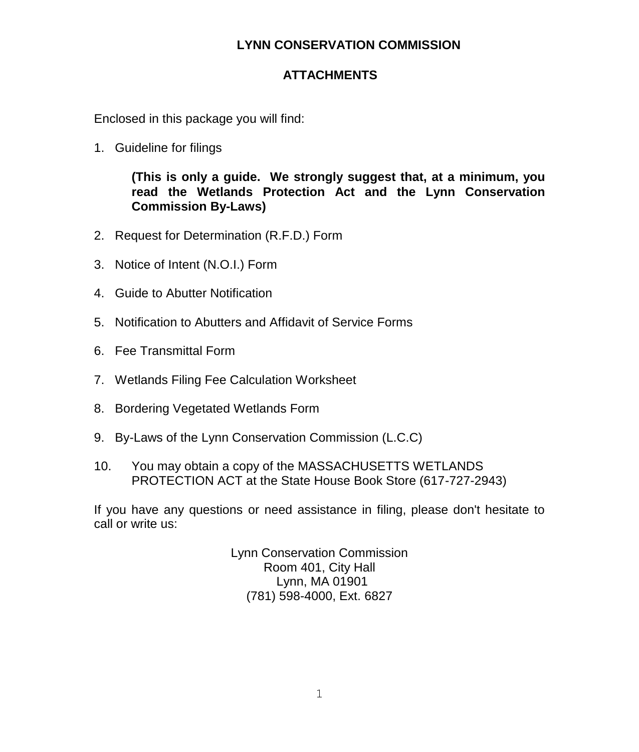# LYNN CONSERVATION COMMISSION

## ATTACHMENTS

Enclosed in this package you will find:

1. Guideline for filings

   **(This is only a guide. We strongly suggest that, at a minimum, you read the Wetlands Protection Act and the Lynn Conservation Commission By-Laws)**

2. Request for Determination (R.F.D.) Form
3. Notice of Intent (N.O.I.) Form
4. Guide to Abutter Notification
5. Notification to Abutters and Affidavit of Service Forms
6. Fee Transmittal Form
7. Wetlands Filing Fee Calculation Worksheet
8. Bordering Vegetated Wetlands Form
9. By-Laws of the Lynn Conservation Commission (L.C.C)
10. You may obtain a copy of the MASSACHUSETTS WETLANDS PROTECTION ACT at the State House Book Store (617-727-2943)

If you have any questions or need assistance in filing, please don't hesitate to call or write us:

Lynn Conservation Commission
Room 401, City Hall
Lynn, MA 01901
(781) 598-4000, Ext. 6827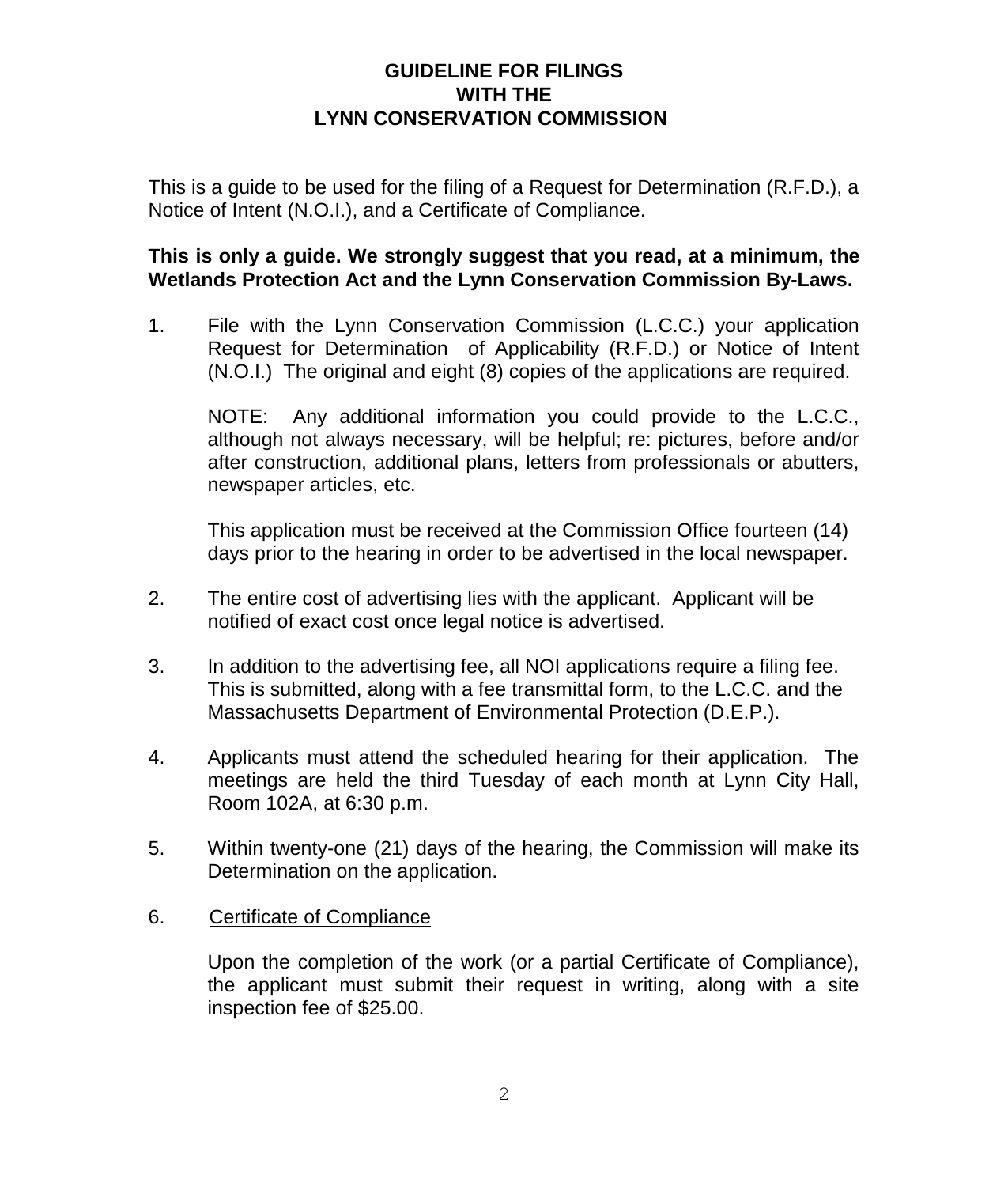# GUIDELINE FOR FILINGS WITH THE LYNN CONSERVATION COMMISSION

This is a guide to be used for the filing of a Request for Determination (R.F.D.), a Notice of Intent (N.O.I.), and a Certificate of Compliance.

**This is only a guide. We strongly suggest that you read, at a minimum, the Wetlands Protection Act and the Lynn Conservation Commission By-Laws.**

1. File with the Lynn Conservation Commission (L.C.C.) your application Request for Determination of Applicability (R.F.D.) or Notice of Intent (N.O.I.) The original and eight (8) copies of the applications are required.

   NOTE: Any additional information you could provide to the L.C.C., although not always necessary, will be helpful; re: pictures, before and/or after construction, additional plans, letters from professionals or abutters, newspaper articles, etc.

   This application must be received at the Commission Office fourteen (14) days prior to the hearing in order to be advertised in the local newspaper.

2. The entire cost of advertising lies with the applicant. Applicant will be notified of exact cost once legal notice is advertised.

3. In addition to the advertising fee, all NOI applications require a filing fee. This is submitted, along with a fee transmittal form, to the L.C.C. and the Massachusetts Department of Environmental Protection (D.E.P.).

4. Applicants must attend the scheduled hearing for their application. The meetings are held the third Tuesday of each month at Lynn City Hall, Room 102A, at 6:30 p.m.

5. Within twenty-one (21) days of the hearing, the Commission will make its Determination on the application.

6. <u>Certificate of Compliance</u>

   Upon the completion of the work (or a partial Certificate of Compliance), the applicant must submit their request in writing, along with a site inspection fee of $25.00.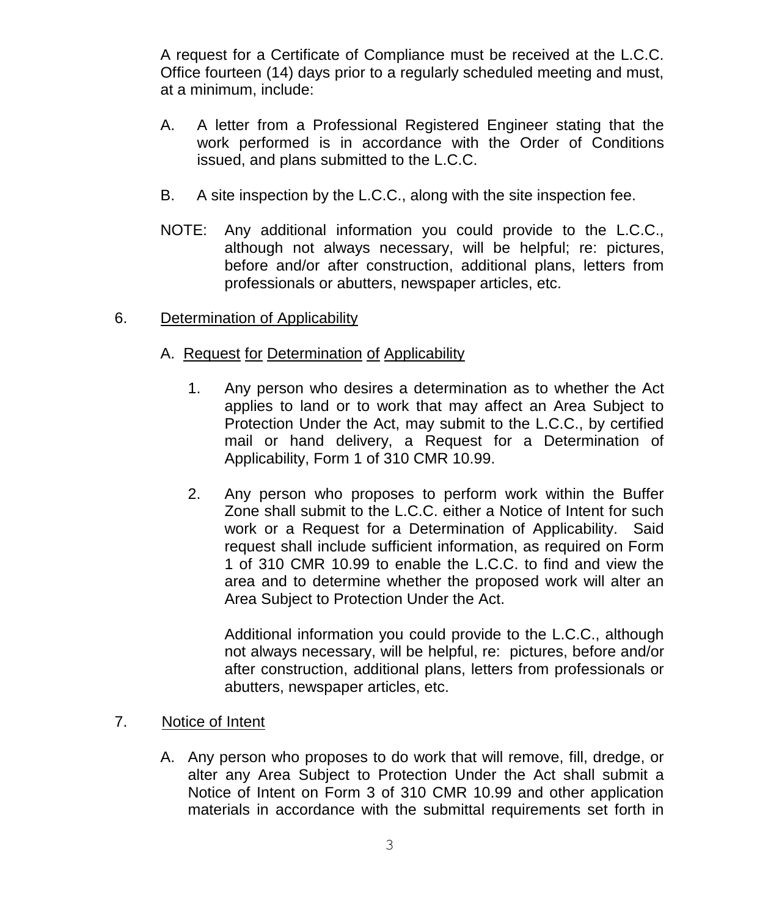A request for a Certificate of Compliance must be received at the L.C.C. Office fourteen (14) days prior to a regularly scheduled meeting and must, at a minimum, include:

A. A letter from a Professional Registered Engineer stating that the work performed is in accordance with the Order of Conditions issued, and plans submitted to the L.C.C.

B. A site inspection by the L.C.C., along with the site inspection fee.

NOTE: Any additional information you could provide to the L.C.C., although not always necessary, will be helpful; re: pictures, before and/or after construction, additional plans, letters from professionals or abutters, newspaper articles, etc.

6. <u>Determination of Applicability</u>

A. <u>Request for Determination of Applicability</u>

1. Any person who desires a determination as to whether the Act applies to land or to work that may affect an Area Subject to Protection Under the Act, may submit to the L.C.C., by certified mail or hand delivery, a Request for a Determination of Applicability, Form 1 of 310 CMR 10.99.

2. Any person who proposes to perform work within the Buffer Zone shall submit to the L.C.C. either a Notice of Intent for such work or a Request for a Determination of Applicability. Said request shall include sufficient information, as required on Form 1 of 310 CMR 10.99 to enable the L.C.C. to find and view the area and to determine whether the proposed work will alter an Area Subject to Protection Under the Act.

   Additional information you could provide to the L.C.C., although not always necessary, will be helpful, re: pictures, before and/or after construction, additional plans, letters from professionals or abutters, newspaper articles, etc.

7. <u>Notice of Intent</u>

A. Any person who proposes to do work that will remove, fill, dredge, or alter any Area Subject to Protection Under the Act shall submit a Notice of Intent on Form 3 of 310 CMR 10.99 and other application materials in accordance with the submittal requirements set forth in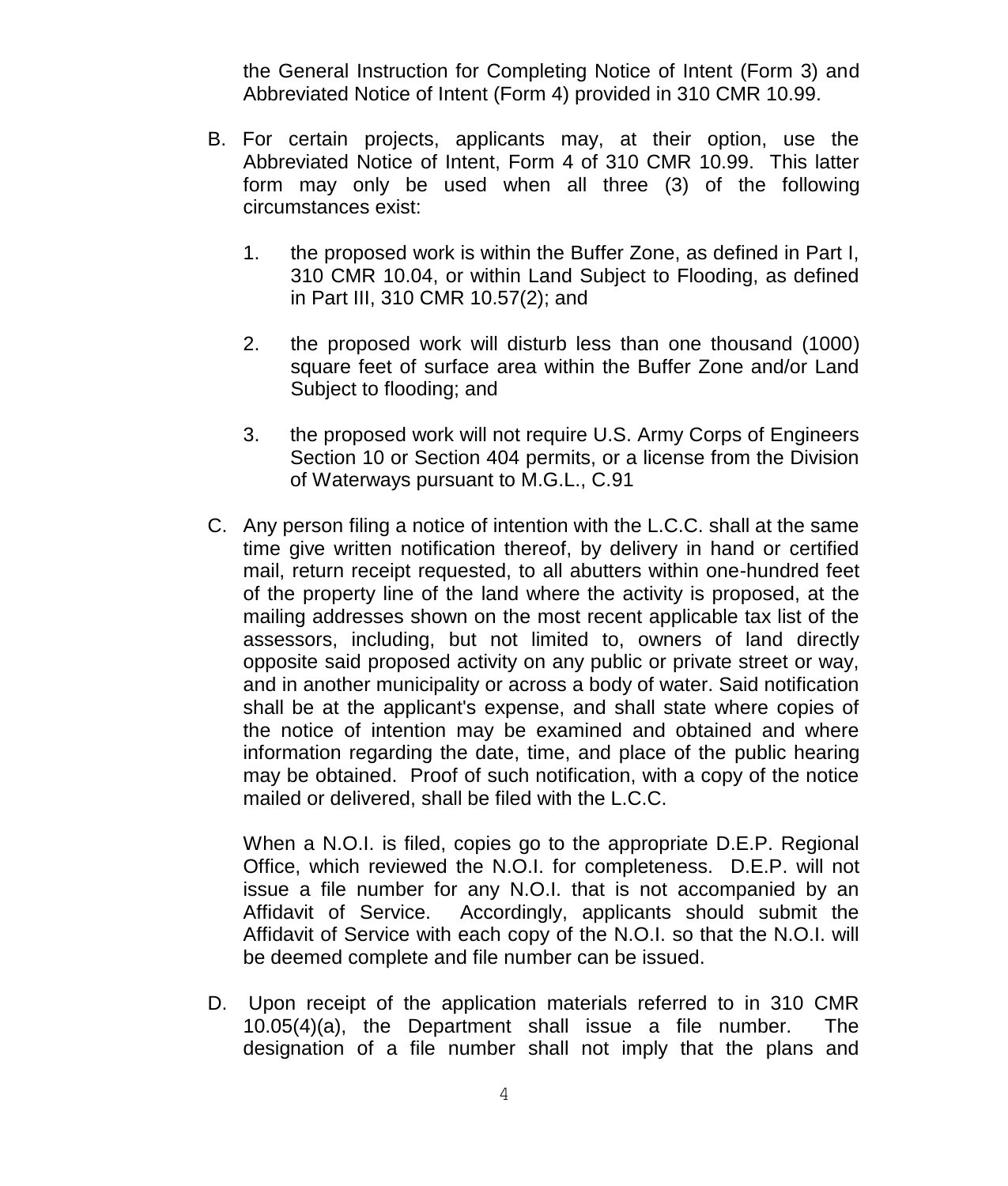the General Instruction for Completing Notice of Intent (Form 3) and Abbreviated Notice of Intent (Form 4) provided in 310 CMR 10.99.

B. For certain projects, applicants may, at their option, use the Abbreviated Notice of Intent, Form 4 of 310 CMR 10.99. This latter form may only be used when all three (3) of the following circumstances exist:

   1. the proposed work is within the Buffer Zone, as defined in Part I, 310 CMR 10.04, or within Land Subject to Flooding, as defined in Part III, 310 CMR 10.57(2); and

   2. the proposed work will disturb less than one thousand (1000) square feet of surface area within the Buffer Zone and/or Land Subject to flooding; and

   3. the proposed work will not require U.S. Army Corps of Engineers Section 10 or Section 404 permits, or a license from the Division of Waterways pursuant to M.G.L., C.91

C. Any person filing a notice of intention with the L.C.C. shall at the same time give written notification thereof, by delivery in hand or certified mail, return receipt requested, to all abutters within one-hundred feet of the property line of the land where the activity is proposed, at the mailing addresses shown on the most recent applicable tax list of the assessors, including, but not limited to, owners of land directly opposite said proposed activity on any public or private street or way, and in another municipality or across a body of water. Said notification shall be at the applicant's expense, and shall state where copies of the notice of intention may be examined and obtained and where information regarding the date, time, and place of the public hearing may be obtained. Proof of such notification, with a copy of the notice mailed or delivered, shall be filed with the L.C.C.

   When a N.O.I. is filed, copies go to the appropriate D.E.P. Regional Office, which reviewed the N.O.I. for completeness. D.E.P. will not issue a file number for any N.O.I. that is not accompanied by an Affidavit of Service. Accordingly, applicants should submit the Affidavit of Service with each copy of the N.O.I. so that the N.O.I. will be deemed complete and file number can be issued.

D. Upon receipt of the application materials referred to in 310 CMR 10.05(4)(a), the Department shall issue a file number. The designation of a file number shall not imply that the plans and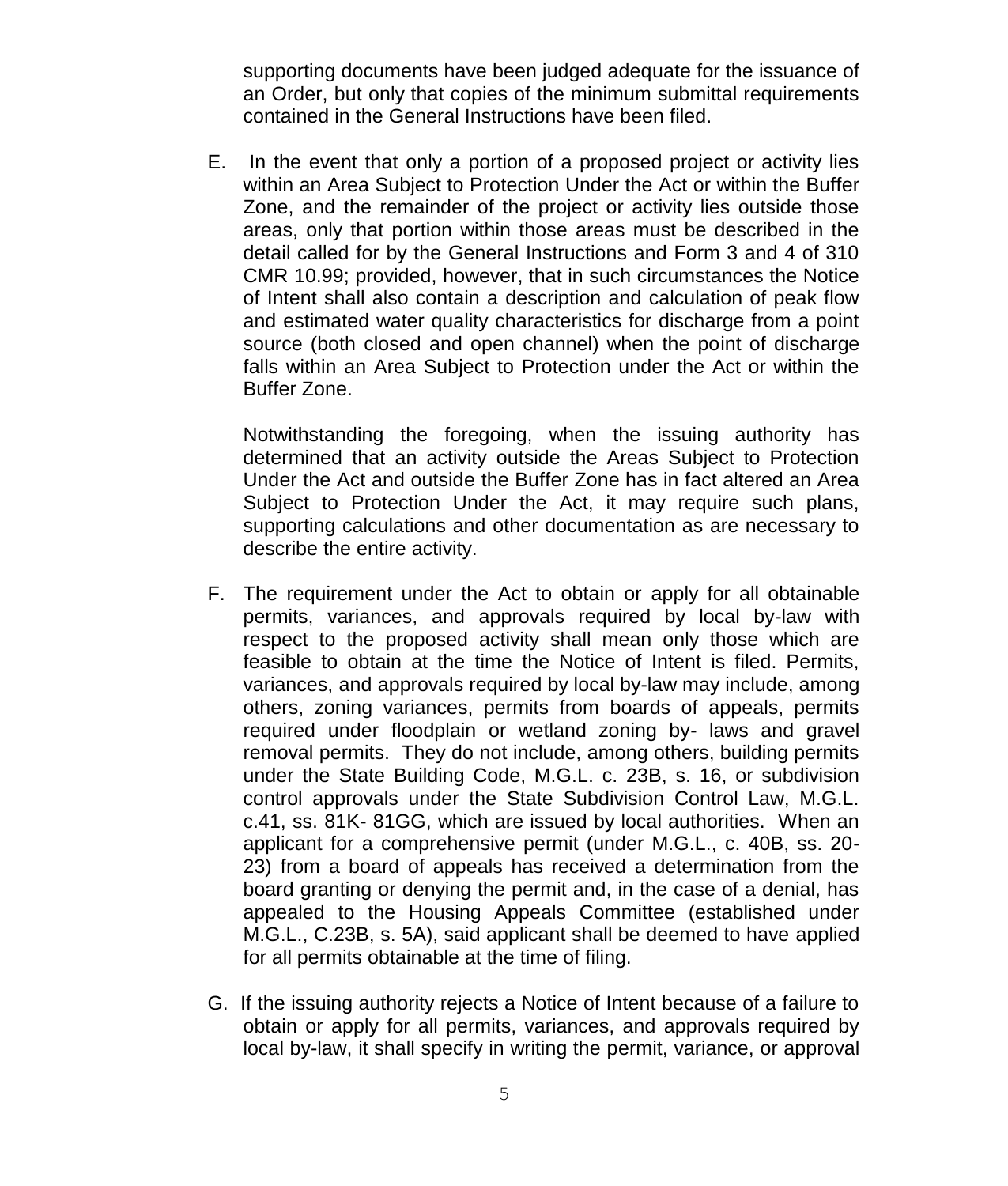supporting documents have been judged adequate for the issuance of an Order, but only that copies of the minimum submittal requirements contained in the General Instructions have been filed.

E. In the event that only a portion of a proposed project or activity lies within an Area Subject to Protection Under the Act or within the Buffer Zone, and the remainder of the project or activity lies outside those areas, only that portion within those areas must be described in the detail called for by the General Instructions and Form 3 and 4 of 310 CMR 10.99; provided, however, that in such circumstances the Notice of Intent shall also contain a description and calculation of peak flow and estimated water quality characteristics for discharge from a point source (both closed and open channel) when the point of discharge falls within an Area Subject to Protection under the Act or within the Buffer Zone.

   Notwithstanding the foregoing, when the issuing authority has determined that an activity outside the Areas Subject to Protection Under the Act and outside the Buffer Zone has in fact altered an Area Subject to Protection Under the Act, it may require such plans, supporting calculations and other documentation as are necessary to describe the entire activity.

F. The requirement under the Act to obtain or apply for all obtainable permits, variances, and approvals required by local by-law with respect to the proposed activity shall mean only those which are feasible to obtain at the time the Notice of Intent is filed. Permits, variances, and approvals required by local by-law may include, among others, zoning variances, permits from boards of appeals, permits required under floodplain or wetland zoning by- laws and gravel removal permits. They do not include, among others, building permits under the State Building Code, M.G.L. c. 23B, s. 16, or subdivision control approvals under the State Subdivision Control Law, M.G.L. c.41, ss. 81K- 81GG, which are issued by local authorities. When an applicant for a comprehensive permit (under M.G.L., c. 40B, ss. 20-23) from a board of appeals has received a determination from the board granting or denying the permit and, in the case of a denial, has appealed to the Housing Appeals Committee (established under M.G.L., C.23B, s. 5A), said applicant shall be deemed to have applied for all permits obtainable at the time of filing.

G. If the issuing authority rejects a Notice of Intent because of a failure to obtain or apply for all permits, variances, and approvals required by local by-law, it shall specify in writing the permit, variance, or approval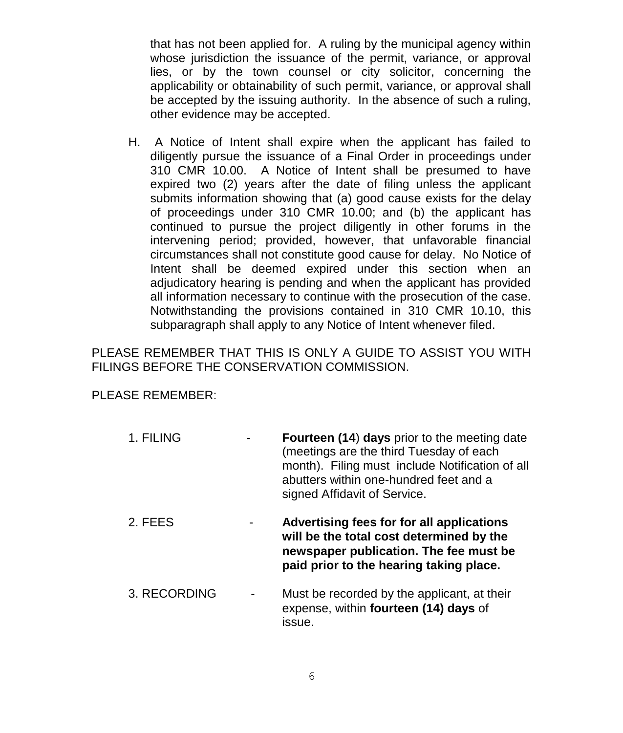that has not been applied for. A ruling by the municipal agency within whose jurisdiction the issuance of the permit, variance, or approval lies, or by the town counsel or city solicitor, concerning the applicability or obtainability of such permit, variance, or approval shall be accepted by the issuing authority. In the absence of such a ruling, other evidence may be accepted.

H. A Notice of Intent shall expire when the applicant has failed to diligently pursue the issuance of a Final Order in proceedings under 310 CMR 10.00. A Notice of Intent shall be presumed to have expired two (2) years after the date of filing unless the applicant submits information showing that (a) good cause exists for the delay of proceedings under 310 CMR 10.00; and (b) the applicant has continued to pursue the project diligently in other forums in the intervening period; provided, however, that unfavorable financial circumstances shall not constitute good cause for delay. No Notice of Intent shall be deemed expired under this section when an adjudicatory hearing is pending and when the applicant has provided all information necessary to continue with the prosecution of the case. Notwithstanding the provisions contained in 310 CMR 10.10, this subparagraph shall apply to any Notice of Intent whenever filed.

PLEASE REMEMBER THAT THIS IS ONLY A GUIDE TO ASSIST YOU WITH FILINGS BEFORE THE CONSERVATION COMMISSION.

PLEASE REMEMBER:

1. FILING - **Fourteen (14**) **days** prior to the meeting date (meetings are the third Tuesday of each month). Filing must include Notification of all abutters within one-hundred feet and a signed Affidavit of Service.

2. FEES - **Advertising fees for for all applications will be the total cost determined by the newspaper publication. The fee must be paid prior to the hearing taking place.**

3. RECORDING - Must be recorded by the applicant, at their expense, within **fourteen (14) days** of issue.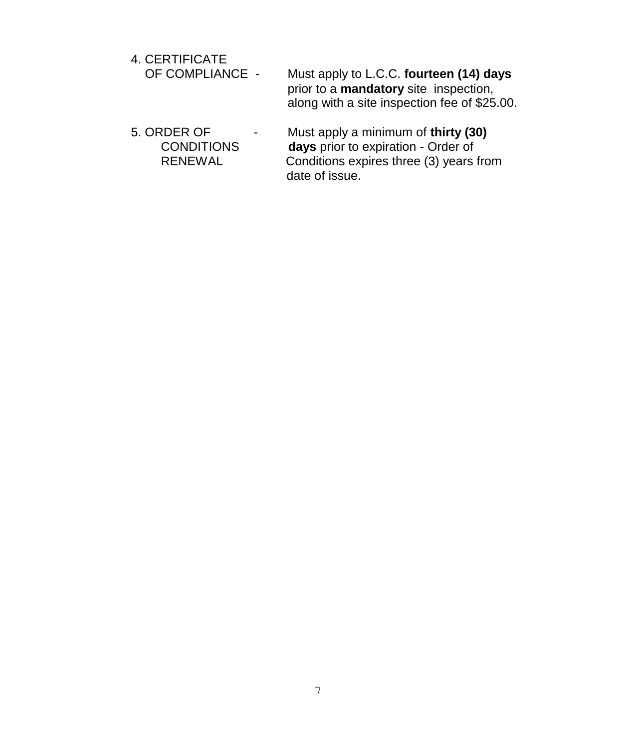4. CERTIFICATE OF COMPLIANCE - Must apply to L.C.C. **fourteen (14) days** prior to a **mandatory** site inspection, along with a site inspection fee of $25.00.

5. ORDER OF CONDITIONS RENEWAL - Must apply a minimum of **thirty (30) days** prior to expiration - Order of Conditions expires three (3) years from date of issue.